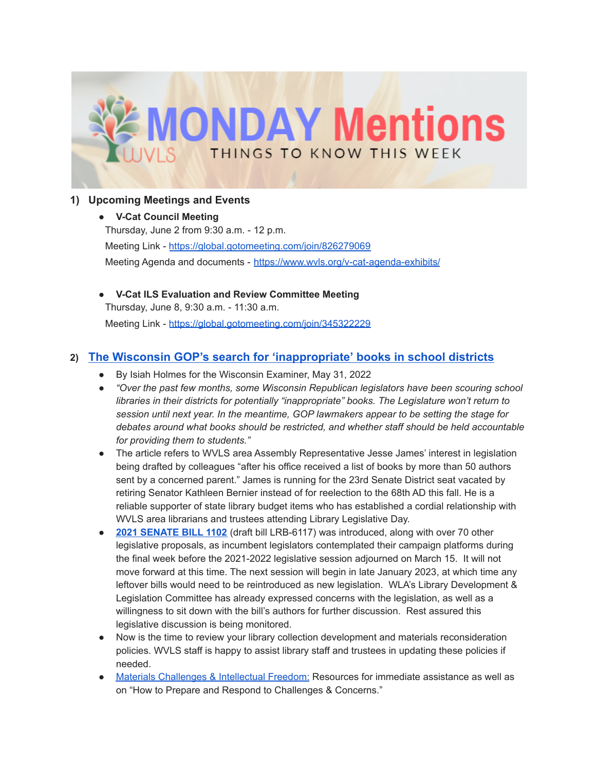# MONDAY Mentions

WVLS — THINGS TO KNOW THIS WEEK

## 1) Upcoming Meetings and Events

- **V-Cat Council Meeting**
  Thursday, June 2 from 9:30 a.m. - 12 p.m.
  Meeting Link - https://global.gotomeeting.com/join/826279069
  Meeting Agenda and documents - https://www.wvls.org/v-cat-agenda-exhibits/

- **V-Cat ILS Evaluation and Review Committee Meeting**
  Thursday, June 8, 9:30 a.m. - 11:30 a.m.
  Meeting Link - https://global.gotomeeting.com/join/345322229

## 2) The Wisconsin GOP's search for 'inappropriate' books in school districts

- By Isiah Holmes for the Wisconsin Examiner, May 31, 2022
- *"Over the past few months, some Wisconsin Republican legislators have been scouring school libraries in their districts for potentially "inappropriate" books. The Legislature won't return to session until next year. In the meantime, GOP lawmakers appear to be setting the stage for debates around what books should be restricted, and whether staff should be held accountable for providing them to students."*
- The article refers to WVLS area Assembly Representative Jesse James' interest in legislation being drafted by colleagues "after his office received a list of books by more than 50 authors sent by a concerned parent." James is running for the 23rd Senate District seat vacated by retiring Senator Kathleen Bernier instead of for reelection to the 68th AD this fall. He is a reliable supporter of state library budget items who has established a cordial relationship with WVLS area librarians and trustees attending Library Legislative Day.
- **2021 SENATE BILL 1102** (draft bill LRB-6117) was introduced, along with over 70 other legislative proposals, as incumbent legislators contemplated their campaign platforms during the final week before the 2021-2022 legislative session adjourned on March 15. It will not move forward at this time. The next session will begin in late January 2023, at which time any leftover bills would need to be reintroduced as new legislation. WLA's Library Development & Legislation Committee has already expressed concerns with the legislation, as well as a willingness to sit down with the bill's authors for further discussion. Rest assured this legislative discussion is being monitored.
- Now is the time to review your library collection development and materials reconsideration policies. WVLS staff is happy to assist library staff and trustees in updating these policies if needed.
- Materials Challenges & Intellectual Freedom: Resources for immediate assistance as well as on "How to Prepare and Respond to Challenges & Concerns."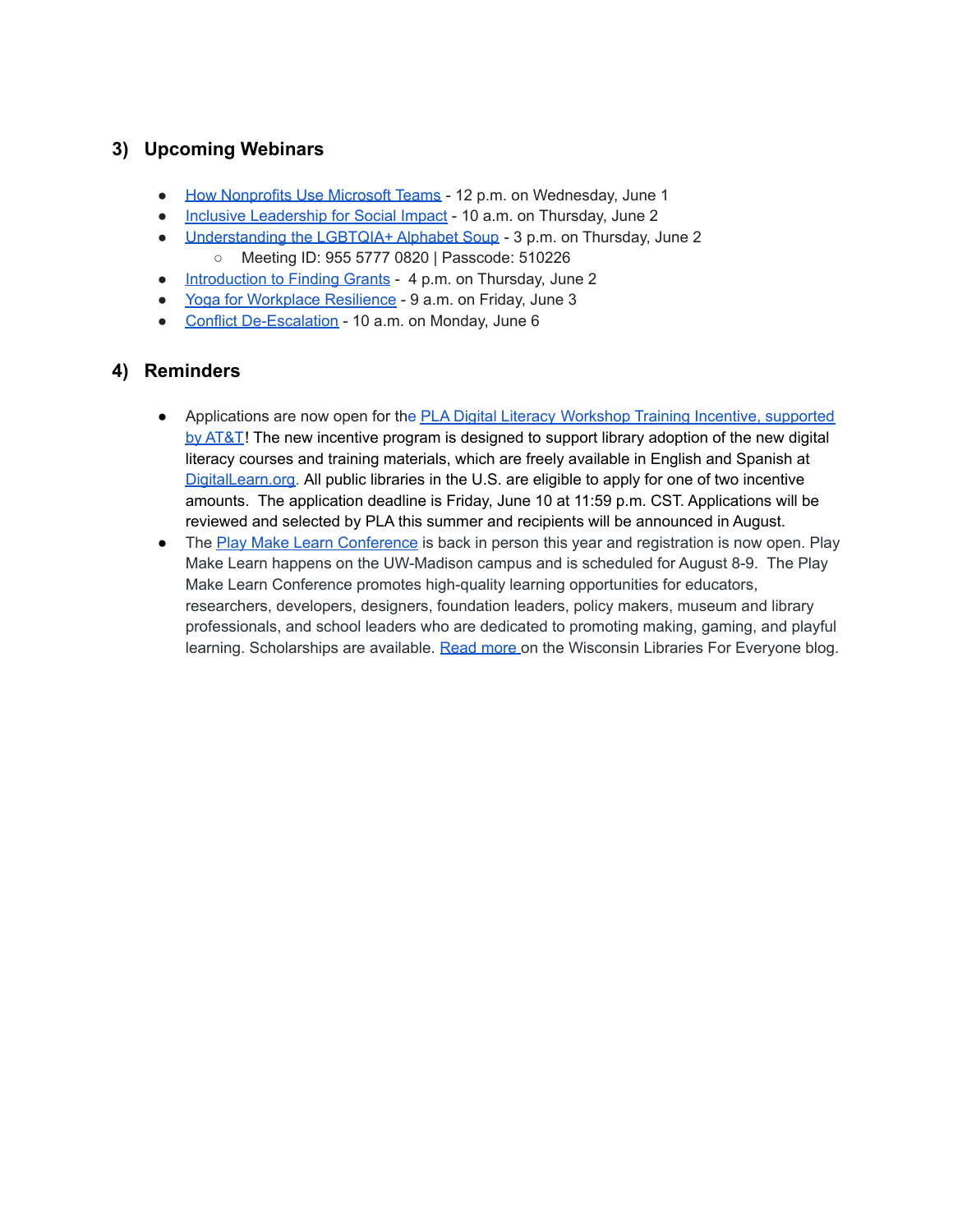## 3) Upcoming Webinars

- How Nonprofits Use Microsoft Teams - 12 p.m. on Wednesday, June 1
- Inclusive Leadership for Social Impact - 10 a.m. on Thursday, June 2
- Understanding the LGBTQIA+ Alphabet Soup - 3 p.m. on Thursday, June 2
    - Meeting ID: 955 5777 0820 | Passcode: 510226
- Introduction to Finding Grants - 4 p.m. on Thursday, June 2
- Yoga for Workplace Resilience - 9 a.m. on Friday, June 3
- Conflict De-Escalation - 10 a.m. on Monday, June 6

## 4) Reminders

- Applications are now open for the PLA Digital Literacy Workshop Training Incentive, supported by AT&T! The new incentive program is designed to support library adoption of the new digital literacy courses and training materials, which are freely available in English and Spanish at DigitalLearn.org. All public libraries in the U.S. are eligible to apply for one of two incentive amounts. The application deadline is Friday, June 10 at 11:59 p.m. CST. Applications will be reviewed and selected by PLA this summer and recipients will be announced in August.
- The Play Make Learn Conference is back in person this year and registration is now open. Play Make Learn happens on the UW-Madison campus and is scheduled for August 8-9. The Play Make Learn Conference promotes high-quality learning opportunities for educators, researchers, developers, designers, foundation leaders, policy makers, museum and library professionals, and school leaders who are dedicated to promoting making, gaming, and playful learning. Scholarships are available. Read more on the Wisconsin Libraries For Everyone blog.